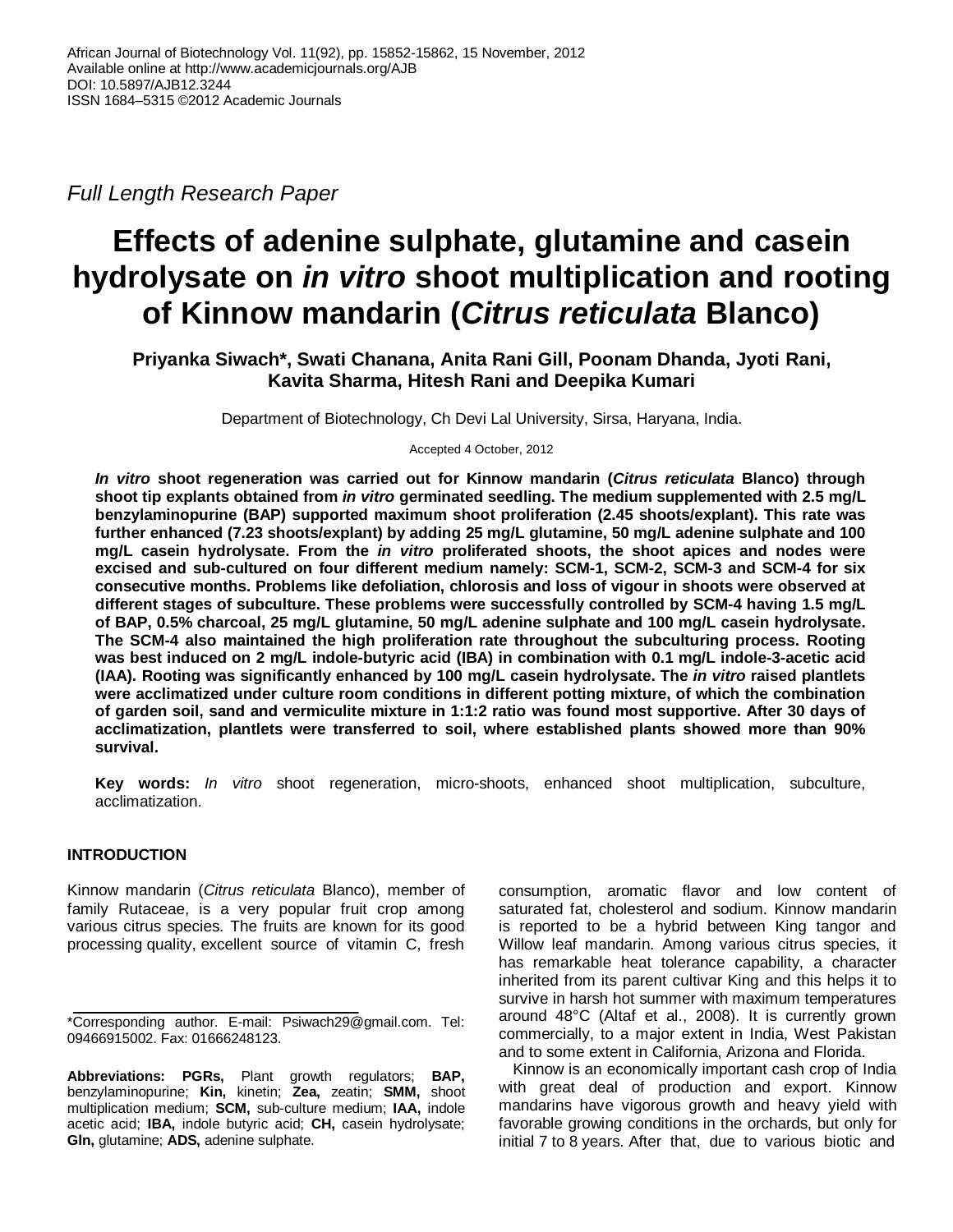*Full Length Research Paper*

# Effects of adenine sulphate, glutamine and casein hydrolysate on *in vitro* shoot multiplication and rooting of Kinnow mandarin (*Citrus reticulata* Blanco)

**Priyanka Siwach\*, Swati Chanana, Anita Rani Gill, Poonam Dhanda, Jyoti Rani, Kavita Sharma, Hitesh Rani and Deepika Kumari**

Department of Biotechnology, Ch Devi Lal University, Sirsa, Haryana, India.

Accepted 4 October, 2012

***In vitro* shoot regeneration was carried out for Kinnow mandarin (*Citrus reticulata* Blanco) through shoot tip explants obtained from *in vitro* germinated seedling. The medium supplemented with 2.5 mg/L benzylaminopurine (BAP) supported maximum shoot proliferation (2.45 shoots/explant). This rate was further enhanced (7.23 shoots/explant) by adding 25 mg/L glutamine, 50 mg/L adenine sulphate and 100 mg/L casein hydrolysate. From the *in vitro* proliferated shoots, the shoot apices and nodes were excised and sub-cultured on four different medium namely: SCM-1, SCM-2, SCM-3 and SCM-4 for six consecutive months. Problems like defoliation, chlorosis and loss of vigour in shoots were observed at different stages of subculture. These problems were successfully controlled by SCM-4 having 1.5 mg/L of BAP, 0.5% charcoal, 25 mg/L glutamine, 50 mg/L adenine sulphate and 100 mg/L casein hydrolysate. The SCM-4 also maintained the high proliferation rate throughout the subculturing process. Rooting was best induced on 2 mg/L indole-butyric acid (IBA) in combination with 0.1 mg/L indole-3-acetic acid (IAA). Rooting was significantly enhanced by 100 mg/L casein hydrolysate. The *in vitro* raised plantlets were acclimatized under culture room conditions in different potting mixture, of which the combination of garden soil, sand and vermiculite mixture in 1:1:2 ratio was found most supportive. After 30 days of acclimatization, plantlets were transferred to soil, where established plants showed more than 90% survival.**

**Key words:** *In vitro* shoot regeneration, micro-shoots, enhanced shoot multiplication, subculture, acclimatization.

## INTRODUCTION

Kinnow mandarin (*Citrus reticulata* Blanco), member of family Rutaceae, is a very popular fruit crop among various citrus species. The fruits are known for its good processing quality, excellent source of vitamin C, fresh consumption, aromatic flavor and low content of saturated fat, cholesterol and sodium. Kinnow mandarin is reported to be a hybrid between King tangor and Willow leaf mandarin. Among various citrus species, it has remarkable heat tolerance capability, a character inherited from its parent cultivar King and this helps it to survive in harsh hot summer with maximum temperatures around 48°C (Altaf et al., 2008). It is currently grown commercially, to a major extent in India, West Pakistan and to some extent in California, Arizona and Florida.

Kinnow is an economically important cash crop of India with great deal of production and export. Kinnow mandarins have vigorous growth and heavy yield with favorable growing conditions in the orchards, but only for initial 7 to 8 years. After that, due to various biotic and

\*Corresponding author. E-mail: Psiwach29@gmail.com. Tel: 09466915002. Fax: 01666248123.

**Abbreviations: PGRs,** Plant growth regulators; **BAP,** benzylaminopurine; **Kin,** kinetin; **Zea,** zeatin; **SMM,** shoot multiplication medium; **SCM,** sub-culture medium; **IAA,** indole acetic acid; **IBA,** indole butyric acid; **CH,** casein hydrolysate; **Gln,** glutamine; **ADS,** adenine sulphate.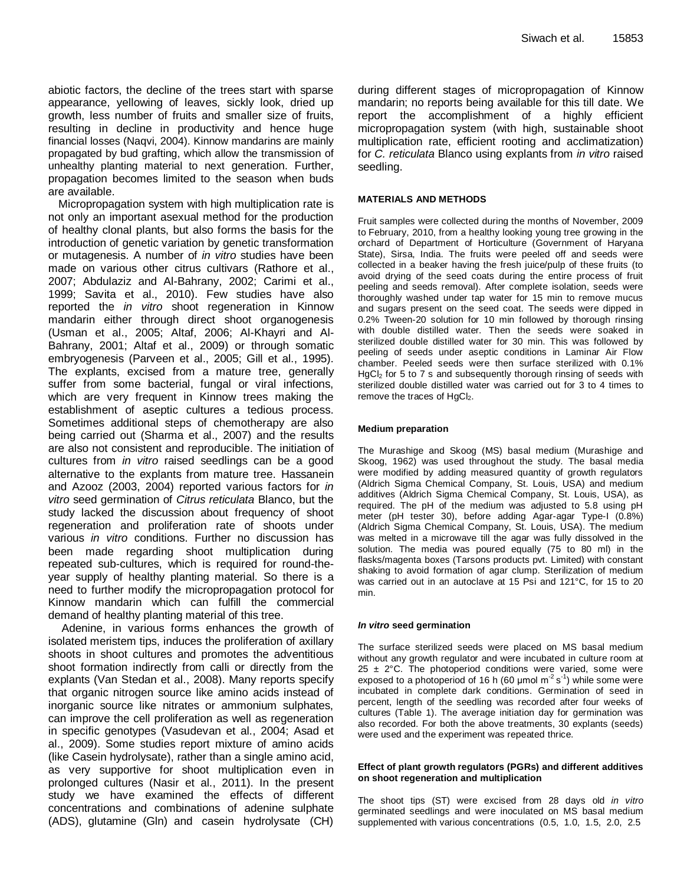abiotic factors, the decline of the trees start with sparse appearance, yellowing of leaves, sickly look, dried up growth, less number of fruits and smaller size of fruits, resulting in decline in productivity and hence huge financial losses (Naqvi, 2004). Kinnow mandarins are mainly propagated by bud grafting, which allow the transmission of unhealthy planting material to next generation. Further, propagation becomes limited to the season when buds are available.

Micropropagation system with high multiplication rate is not only an important asexual method for the production of healthy clonal plants, but also forms the basis for the introduction of genetic variation by genetic transformation or mutagenesis. A number of *in vitro* studies have been made on various other citrus cultivars (Rathore et al., 2007; Abdulaziz and Al-Bahrany, 2002; Carimi et al., 1999; Savita et al., 2010). Few studies have also reported the *in vitro* shoot regeneration in Kinnow mandarin either through direct shoot organogenesis (Usman et al., 2005; Altaf, 2006; Al-Khayri and Al-Bahrany, 2001; Altaf et al., 2009) or through somatic embryogenesis (Parveen et al., 2005; Gill et al., 1995). The explants, excised from a mature tree, generally suffer from some bacterial, fungal or viral infections, which are very frequent in Kinnow trees making the establishment of aseptic cultures a tedious process. Sometimes additional steps of chemotherapy are also being carried out (Sharma et al., 2007) and the results are also not consistent and reproducible. The initiation of cultures from *in vitro* raised seedlings can be a good alternative to the explants from mature tree. Hassanein and Azooz (2003, 2004) reported various factors for *in vitro* seed germination of *Citrus reticulata* Blanco, but the study lacked the discussion about frequency of shoot regeneration and proliferation rate of shoots under various *in vitro* conditions. Further no discussion has been made regarding shoot multiplication during repeated sub-cultures, which is required for round-the-year supply of healthy planting material. So there is a need to further modify the micropropagation protocol for Kinnow mandarin which can fulfill the commercial demand of healthy planting material of this tree.

Adenine, in various forms enhances the growth of isolated meristem tips, induces the proliferation of axillary shoots in shoot cultures and promotes the adventitious shoot formation indirectly from calli or directly from the explants (Van Stedan et al., 2008). Many reports specify that organic nitrogen source like amino acids instead of inorganic source like nitrates or ammonium sulphates, can improve the cell proliferation as well as regeneration in specific genotypes (Vasudevan et al., 2004; Asad et al., 2009). Some studies report mixture of amino acids (like Casein hydrolysate), rather than a single amino acid, as very supportive for shoot multiplication even in prolonged cultures (Nasir et al., 2011). In the present study we have examined the effects of different concentrations and combinations of adenine sulphate (ADS), glutamine (Gln) and casein hydrolysate (CH) during different stages of micropropagation of Kinnow mandarin; no reports being available for this till date. We report the accomplishment of a highly efficient micropropagation system (with high, sustainable shoot multiplication rate, efficient rooting and acclimatization) for *C. reticulata* Blanco using explants from *in vitro* raised seedling.

## MATERIALS AND METHODS

Fruit samples were collected during the months of November, 2009 to February, 2010, from a healthy looking young tree growing in the orchard of Department of Horticulture (Government of Haryana State), Sirsa, India. The fruits were peeled off and seeds were collected in a beaker having the fresh juice/pulp of these fruits (to avoid drying of the seed coats during the entire process of fruit peeling and seeds removal). After complete isolation, seeds were thoroughly washed under tap water for 15 min to remove mucus and sugars present on the seed coat. The seeds were dipped in 0.2% Tween-20 solution for 10 min followed by thorough rinsing with double distilled water. Then the seeds were soaked in sterilized double distilled water for 30 min. This was followed by peeling of seeds under aseptic conditions in Laminar Air Flow chamber. Peeled seeds were then surface sterilized with 0.1% $HgCl_2$ for 5 to 7 s and subsequently thorough rinsing of seeds with sterilized double distilled water was carried out for 3 to 4 times to remove the traces of $HgCl_2$.

### Medium preparation

The Murashige and Skoog (MS) basal medium (Murashige and Skoog, 1962) was used throughout the study. The basal media were modified by adding measured quantity of growth regulators (Aldrich Sigma Chemical Company, St. Louis, USA) and medium additives (Aldrich Sigma Chemical Company, St. Louis, USA), as required. The pH of the medium was adjusted to 5.8 using pH meter (pH tester 30), before adding Agar-agar Type-I (0.8%) (Aldrich Sigma Chemical Company, St. Louis, USA). The medium was melted in a microwave till the agar was fully dissolved in the solution. The media was poured equally (75 to 80 ml) in the flasks/magenta boxes (Tarsons products pvt. Limited) with constant shaking to avoid formation of agar clump. Sterilization of medium was carried out in an autoclave at 15 Psi and 121°C, for 15 to 20 min.

### *In vitro* seed germination

The surface sterilized seeds were placed on MS basal medium without any growth regulator and were incubated in culture room at 25 ± 2°C. The photoperiod conditions were varied, some were exposed to a photoperiod of 16 h (60 µmol $m^{-2}$ $s^{-1}$) while some were incubated in complete dark conditions. Germination of seed in percent, length of the seedling was recorded after four weeks of cultures (Table 1). The average initiation day for germination was also recorded. For both the above treatments, 30 explants (seeds) were used and the experiment was repeated thrice.

### Effect of plant growth regulators (PGRs) and different additives on shoot regeneration and multiplication

The shoot tips (ST) were excised from 28 days old *in vitro* germinated seedlings and were inoculated on MS basal medium supplemented with various concentrations (0.5, 1.0, 1.5, 2.0, 2.5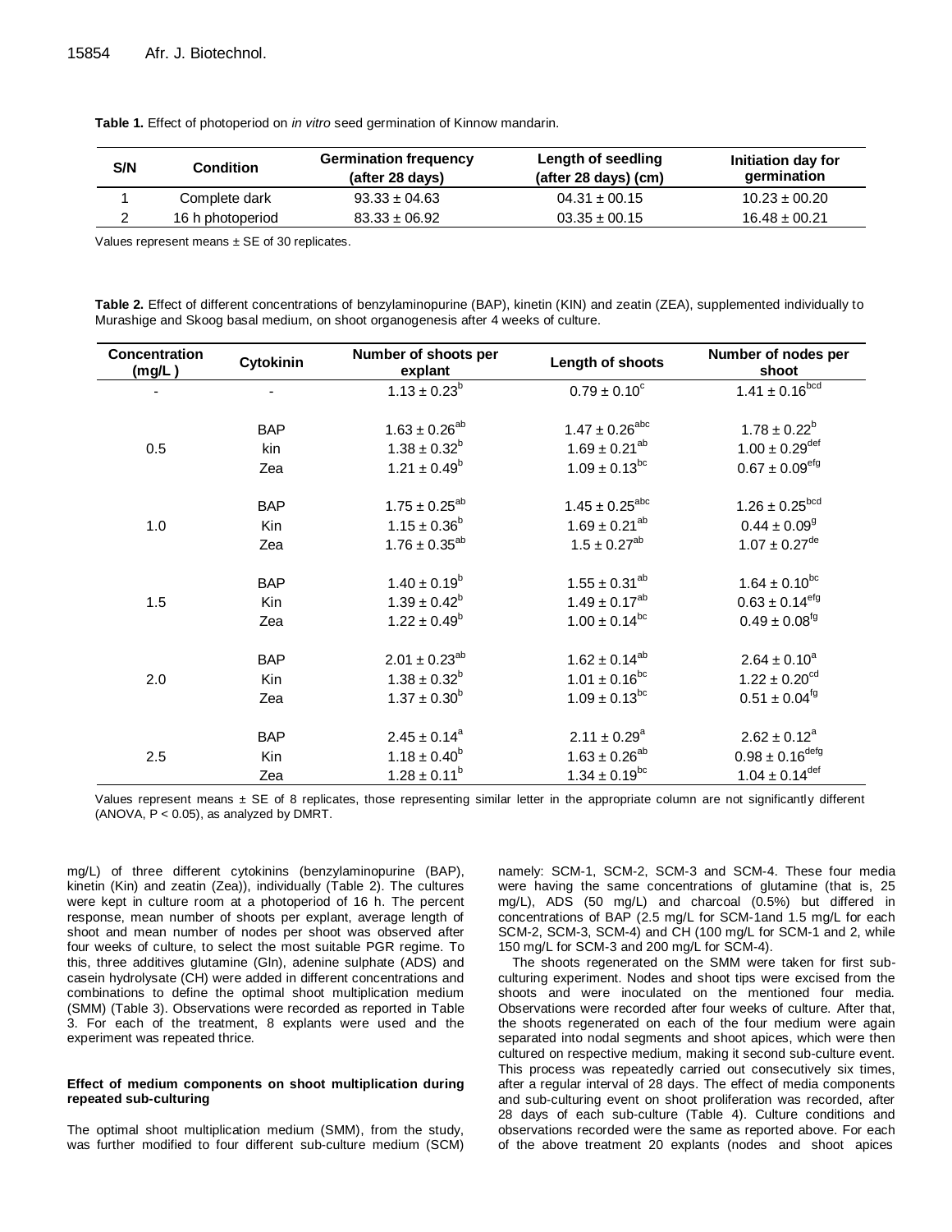**Table 1.** Effect of photoperiod on *in vitro* seed germination of Kinnow mandarin.

| S/N | Condition | Germination frequency (after 28 days) | Length of seedling (after 28 days) (cm) | Initiation day for germination |
|---|---|---|---|---|
| 1 | Complete dark | 93.33 ± 04.63 | 04.31 ± 00.15 | 10.23 ± 00.20 |
| 2 | 16 h photoperiod | 83.33 ± 06.92 | 03.35 ± 00.15 | 16.48 ± 00.21 |

Values represent means ± SE of 30 replicates.

**Table 2.** Effect of different concentrations of benzylaminopurine (BAP), kinetin (KIN) and zeatin (ZEA), supplemented individually to Murashige and Skoog basal medium, on shoot organogenesis after 4 weeks of culture.

| Concentration (mg/L ) | Cytokinin | Number of shoots per explant | Length of shoots | Number of nodes per shoot |
|---|---|---|---|---|
| - | - | 1.13 ± 0.23$^{b}$ | 0.79 ± 0.10$^{c}$ | 1.41 ± 0.16$^{bcd}$ |
| 0.5 | BAP | 1.63 ± 0.26$^{ab}$ | 1.47 ± 0.26$^{abc}$ | 1.78 ± 0.22$^{b}$ |
| | kin | 1.38 ± 0.32$^{b}$ | 1.69 ± 0.21$^{ab}$ | 1.00 ± 0.29$^{def}$ |
| | Zea | 1.21 ± 0.49$^{b}$ | 1.09 ± 0.13$^{bc}$ | 0.67 ± 0.09$^{efg}$ |
| 1.0 | BAP | 1.75 ± 0.25$^{ab}$ | 1.45 ± 0.25$^{abc}$ | 1.26 ± 0.25$^{bcd}$ |
| | Kin | 1.15 ± 0.36$^{b}$ | 1.69 ± 0.21$^{ab}$ | 0.44 ± 0.09$^{g}$ |
| | Zea | 1.76 ± 0.35$^{ab}$ | 1.5 ± 0.27$^{ab}$ | 1.07 ± 0.27$^{de}$ |
| 1.5 | BAP | 1.40 ± 0.19$^{b}$ | 1.55 ± 0.31$^{ab}$ | 1.64 ± 0.10$^{bc}$ |
| | Kin | 1.39 ± 0.42$^{b}$ | 1.49 ± 0.17$^{ab}$ | 0.63 ± 0.14$^{efg}$ |
| | Zea | 1.22 ± 0.49$^{b}$ | 1.00 ± 0.14$^{bc}$ | 0.49 ± 0.08$^{fg}$ |
| 2.0 | BAP | 2.01 ± 0.23$^{ab}$ | 1.62 ± 0.14$^{ab}$ | 2.64 ± 0.10$^{a}$ |
| | Kin | 1.38 ± 0.32$^{b}$ | 1.01 ± 0.16$^{bc}$ | 1.22 ± 0.20$^{cd}$ |
| | Zea | 1.37 ± 0.30$^{b}$ | 1.09 ± 0.13$^{bc}$ | 0.51 ± 0.04$^{fg}$ |
| 2.5 | BAP | 2.45 ± 0.14$^{a}$ | 2.11 ± 0.29$^{a}$ | 2.62 ± 0.12$^{a}$ |
| | Kin | 1.18 ± 0.40$^{b}$ | 1.63 ± 0.26$^{ab}$ | 0.98 ± 0.16$^{defg}$ |
| | Zea | 1.28 ± 0.11$^{b}$ | 1.34 ± 0.19$^{bc}$ | 1.04 ± 0.14$^{def}$ |

Values represent means ± SE of 8 replicates, those representing similar letter in the appropriate column are not significantly different (ANOVA, $P < 0.05$), as analyzed by DMRT.

mg/L) of three different cytokinins (benzylaminopurine (BAP), kinetin (Kin) and zeatin (Zea)), individually (Table 2). The cultures were kept in culture room at a photoperiod of 16 h. The percent response, mean number of shoots per explant, average length of shoot and mean number of nodes per shoot was observed after four weeks of culture, to select the most suitable PGR regime. To this, three additives glutamine (Gln), adenine sulphate (ADS) and casein hydrolysate (CH) were added in different concentrations and combinations to define the optimal shoot multiplication medium (SMM) (Table 3). Observations were recorded as reported in Table 3. For each of the treatment, 8 explants were used and the experiment was repeated thrice.

**Effect of medium components on shoot multiplication during repeated sub-culturing**

The optimal shoot multiplication medium (SMM), from the study, was further modified to four different sub-culture medium (SCM) namely: SCM-1, SCM-2, SCM-3 and SCM-4. These four media were having the same concentrations of glutamine (that is, 25 mg/L), ADS (50 mg/L) and charcoal (0.5%) but differed in concentrations of BAP (2.5 mg/L for SCM-1and 1.5 mg/L for each SCM-2, SCM-3, SCM-4) and CH (100 mg/L for SCM-1 and 2, while 150 mg/L for SCM-3 and 200 mg/L for SCM-4).

The shoots regenerated on the SMM were taken for first sub-culturing experiment. Nodes and shoot tips were excised from the shoots and were inoculated on the mentioned four media. Observations were recorded after four weeks of culture. After that, the shoots regenerated on each of the four medium were again separated into nodal segments and shoot apices, which were then cultured on respective medium, making it second sub-culture event. This process was repeatedly carried out consecutively six times, after a regular interval of 28 days. The effect of media components and sub-culturing event on shoot proliferation was recorded, after 28 days of each sub-culture (Table 4). Culture conditions and observations recorded were the same as reported above. For each of the above treatment 20 explants (nodes and shoot apices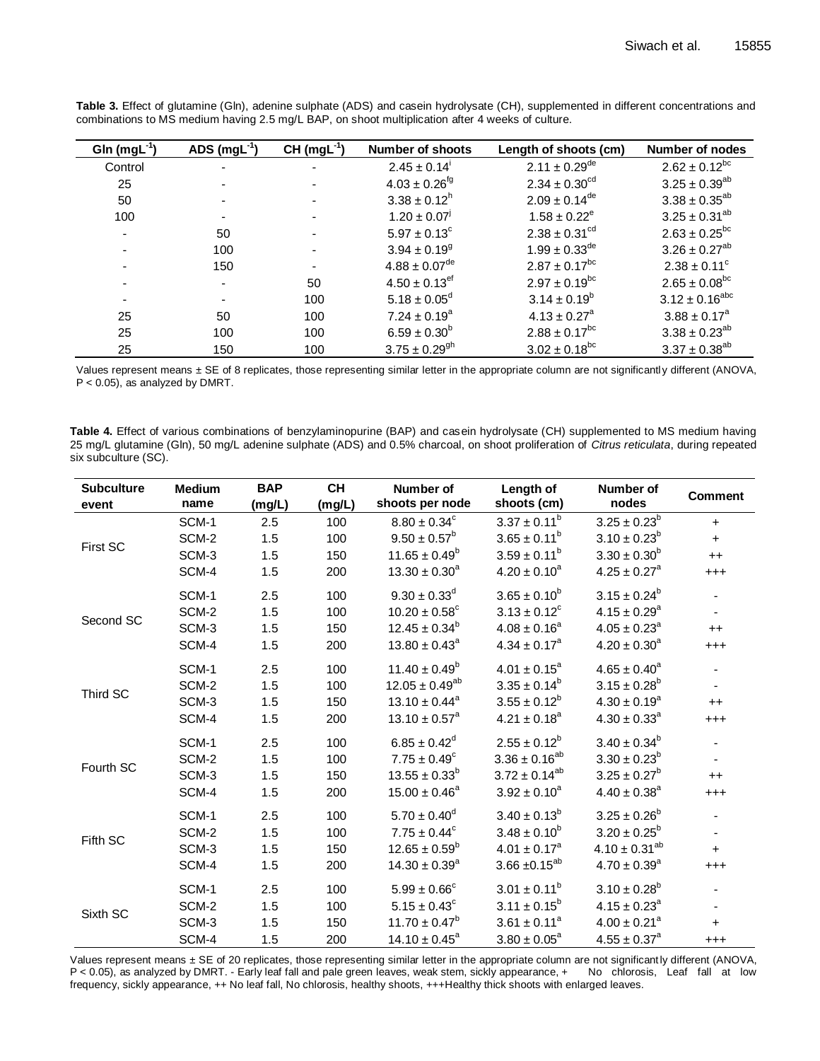**Table 3.** Effect of glutamine (Gln), adenine sulphate (ADS) and casein hydrolysate (CH), supplemented in different concentrations and combinations to MS medium having 2.5 mg/L BAP, on shoot multiplication after 4 weeks of culture.

| Gln ($mgL^{-1}$) | ADS ($mgL^{-1}$) | CH ($mgL^{-1}$) | Number of shoots | Length of shoots (cm) | Number of nodes |
|---|---|---|---|---|---|
| Control | - | - | $2.45 \pm 0.14^{i}$ | $2.11 \pm 0.29^{de}$ | $2.62 \pm 0.12^{bc}$ |
| 25 | - | - | $4.03 \pm 0.26^{fg}$ | $2.34 \pm 0.30^{cd}$ | $3.25 \pm 0.39^{ab}$ |
| 50 | - | - | $3.38 \pm 0.12^{h}$ | $2.09 \pm 0.14^{de}$ | $3.38 \pm 0.35^{ab}$ |
| 100 | - | - | $1.20 \pm 0.07^{j}$ | $1.58 \pm 0.22^{e}$ | $3.25 \pm 0.31^{ab}$ |
| - | 50 | - | $5.97 \pm 0.13^{c}$ | $2.38 \pm 0.31^{cd}$ | $2.63 \pm 0.25^{bc}$ |
| - | 100 | - | $3.94 \pm 0.19^{g}$ | $1.99 \pm 0.33^{de}$ | $3.26 \pm 0.27^{ab}$ |
| - | 150 | - | $4.88 \pm 0.07^{de}$ | $2.87 \pm 0.17^{bc}$ | $2.38 \pm 0.11^{c}$ |
| - | - | 50 | $4.50 \pm 0.13^{ef}$ | $2.97 \pm 0.19^{bc}$ | $2.65 \pm 0.08^{bc}$ |
| - | - | 100 | $5.18 \pm 0.05^{d}$ | $3.14 \pm 0.19^{b}$ | $3.12 \pm 0.16^{abc}$ |
| 25 | 50 | 100 | $7.24 \pm 0.19^{a}$ | $4.13 \pm 0.27^{a}$ | $3.88 \pm 0.17^{a}$ |
| 25 | 100 | 100 | $6.59 \pm 0.30^{b}$ | $2.88 \pm 0.17^{bc}$ | $3.38 \pm 0.23^{ab}$ |
| 25 | 150 | 100 | $3.75 \pm 0.29^{gh}$ | $3.02 \pm 0.18^{bc}$ | $3.37 \pm 0.38^{ab}$ |

Values represent means ± SE of 8 replicates, those representing similar letter in the appropriate column are not significantly different (ANOVA, $P < 0.05$), as analyzed by DMRT.

**Table 4.** Effect of various combinations of benzylaminopurine (BAP) and casein hydrolysate (CH) supplemented to MS medium having 25 mg/L glutamine (Gln), 50 mg/L adenine sulphate (ADS) and 0.5% charcoal, on shoot proliferation of *Citrus reticulata*, during repeated six subculture (SC).

| Subculture event | Medium name | BAP (mg/L) | CH (mg/L) | Number of shoots per node | Length of shoots (cm) | Number of nodes | Comment |
|---|---|---|---|---|---|---|---|
| First SC | SCM-1 | 2.5 | 100 | $8.80 \pm 0.34^{c}$ | $3.37 \pm 0.11^{b}$ | $3.25 \pm 0.23^{b}$ | + |
| | SCM-2 | 1.5 | 100 | $9.50 \pm 0.57^{b}$ | $3.65 \pm 0.11^{b}$ | $3.10 \pm 0.23^{b}$ | + |
| | SCM-3 | 1.5 | 150 | $11.65 \pm 0.49^{b}$ | $3.59 \pm 0.11^{b}$ | $3.30 \pm 0.30^{b}$ | ++ |
| | SCM-4 | 1.5 | 200 | $13.30 \pm 0.30^{a}$ | $4.20 \pm 0.10^{a}$ | $4.25 \pm 0.27^{a}$ | +++ |
| Second SC | SCM-1 | 2.5 | 100 | $9.30 \pm 0.33^{d}$ | $3.65 \pm 0.10^{b}$ | $3.15 \pm 0.24^{b}$ | - |
| | SCM-2 | 1.5 | 100 | $10.20 \pm 0.58^{c}$ | $3.13 \pm 0.12^{c}$ | $4.15 \pm 0.29^{a}$ | - |
| | SCM-3 | 1.5 | 150 | $12.45 \pm 0.34^{b}$ | $4.08 \pm 0.16^{a}$ | $4.05 \pm 0.23^{a}$ | ++ |
| | SCM-4 | 1.5 | 200 | $13.80 \pm 0.43^{a}$ | $4.34 \pm 0.17^{a}$ | $4.20 \pm 0.30^{a}$ | +++ |
| Third SC | SCM-1 | 2.5 | 100 | $11.40 \pm 0.49^{b}$ | $4.01 \pm 0.15^{a}$ | $4.65 \pm 0.40^{a}$ | - |
| | SCM-2 | 1.5 | 100 | $12.05 \pm 0.49^{ab}$ | $3.35 \pm 0.14^{b}$ | $3.15 \pm 0.28^{b}$ | - |
| | SCM-3 | 1.5 | 150 | $13.10 \pm 0.44^{a}$ | $3.55 \pm 0.12^{b}$ | $4.30 \pm 0.19^{a}$ | ++ |
| | SCM-4 | 1.5 | 200 | $13.10 \pm 0.57^{a}$ | $4.21 \pm 0.18^{a}$ | $4.30 \pm 0.33^{a}$ | +++ |
| Fourth SC | SCM-1 | 2.5 | 100 | $6.85 \pm 0.42^{d}$ | $2.55 \pm 0.12^{b}$ | $3.40 \pm 0.34^{b}$ | - |
| | SCM-2 | 1.5 | 100 | $7.75 \pm 0.49^{c}$ | $3.36 \pm 0.16^{ab}$ | $3.30 \pm 0.23^{b}$ | - |
| | SCM-3 | 1.5 | 150 | $13.55 \pm 0.33^{b}$ | $3.72 \pm 0.14^{ab}$ | $3.25 \pm 0.27^{b}$ | ++ |
| | SCM-4 | 1.5 | 200 | $15.00 \pm 0.46^{a}$ | $3.92 \pm 0.10^{a}$ | $4.40 \pm 0.38^{a}$ | +++ |
| Fifth SC | SCM-1 | 2.5 | 100 | $5.70 \pm 0.40^{d}$ | $3.40 \pm 0.13^{b}$ | $3.25 \pm 0.26^{b}$ | - |
| | SCM-2 | 1.5 | 100 | $7.75 \pm 0.44^{c}$ | $3.48 \pm 0.10^{b}$ | $3.20 \pm 0.25^{b}$ | - |
| | SCM-3 | 1.5 | 150 | $12.65 \pm 0.59^{b}$ | $4.01 \pm 0.17^{a}$ | $4.10 \pm 0.31^{ab}$ | + |
| | SCM-4 | 1.5 | 200 | $14.30 \pm 0.39^{a}$ | $3.66 \pm 0.15^{ab}$ | $4.70 \pm 0.39^{a}$ | +++ |
| Sixth SC | SCM-1 | 2.5 | 100 | $5.99 \pm 0.66^{c}$ | $3.01 \pm 0.11^{b}$ | $3.10 \pm 0.28^{b}$ | - |
| | SCM-2 | 1.5 | 100 | $5.15 \pm 0.43^{c}$ | $3.11 \pm 0.15^{b}$ | $4.15 \pm 0.23^{a}$ | - |
| | SCM-3 | 1.5 | 150 | $11.70 \pm 0.47^{b}$ | $3.61 \pm 0.11^{a}$ | $4.00 \pm 0.21^{a}$ | + |
| | SCM-4 | 1.5 | 200 | $14.10 \pm 0.45^{a}$ | $3.80 \pm 0.05^{a}$ | $4.55 \pm 0.37^{a}$ | +++ |

Values represent means ± SE of 20 replicates, those representing similar letter in the appropriate column are not significantly different (ANOVA, $P < 0.05$), as analyzed by DMRT. - Early leaf fall and pale green leaves, weak stem, sickly appearance, + No chlorosis, Leaf fall at low frequency, sickly appearance, ++ No leaf fall, No chlorosis, healthy shoots, +++Healthy thick shoots with enlarged leaves.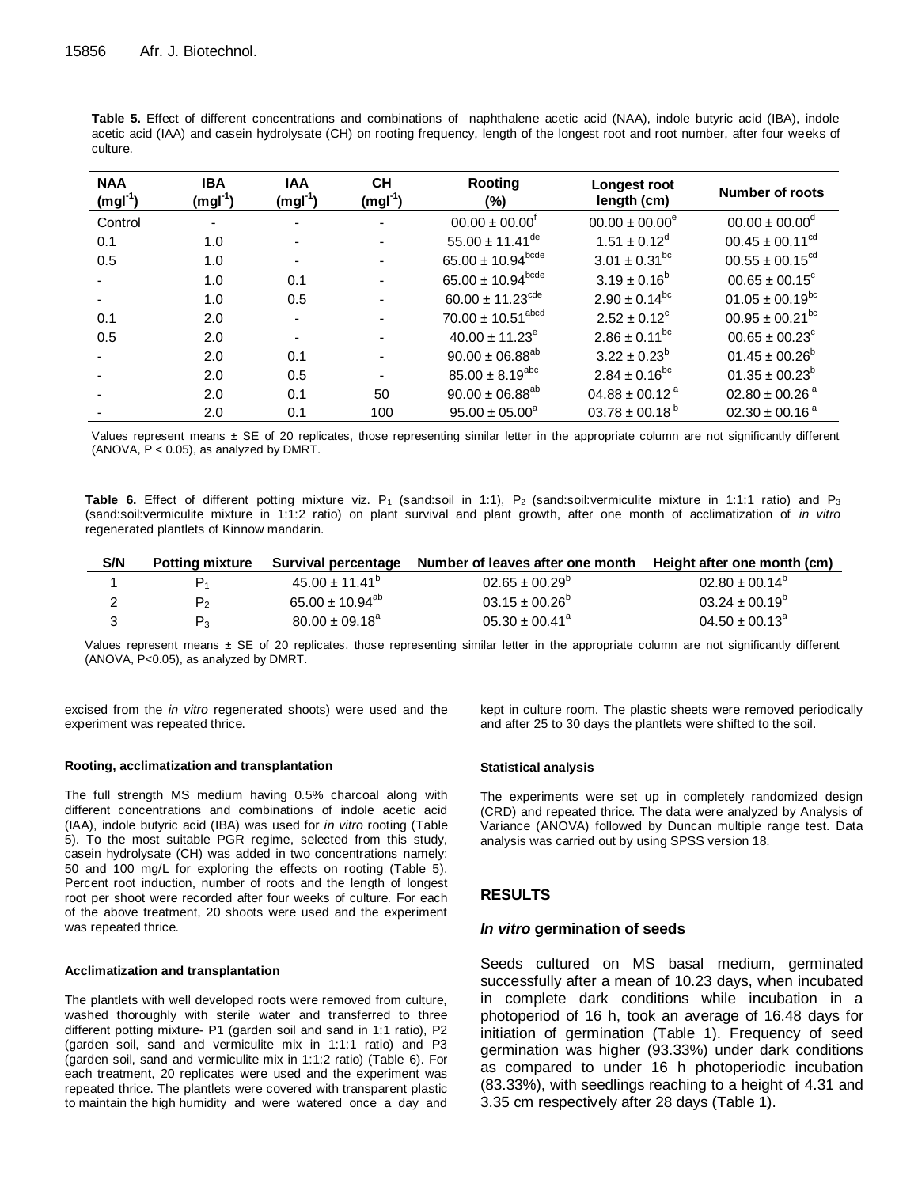**Table 5.** Effect of different concentrations and combinations of naphthalene acetic acid (NAA), indole butyric acid (IBA), indole acetic acid (IAA) and casein hydrolysate (CH) on rooting frequency, length of the longest root and root number, after four weeks of culture.

| NAA ($mgl^{-1}$) | IBA ($mgl^{-1}$) | IAA ($mgl^{-1}$) | CH ($mgl^{-1}$) | Rooting (%) | Longest root length (cm) | Number of roots |
|---|---|---|---|---|---|---|
| Control | - | - | - | $00.00 \pm 00.00^{f}$ | $00.00 \pm 00.00^{e}$ | $00.00 \pm 00.00^{d}$ |
| 0.1 | 1.0 | - | - | $55.00 \pm 11.41^{de}$ | $1.51 \pm 0.12^{d}$ | $00.45 \pm 00.11^{cd}$ |
| 0.5 | 1.0 | - | - | $65.00 \pm 10.94^{bcde}$ | $3.01 \pm 0.31^{bc}$ | $00.55 \pm 00.15^{cd}$ |
| - | 1.0 | 0.1 | - | $65.00 \pm 10.94^{bcde}$ | $3.19 \pm 0.16^{b}$ | $00.65 \pm 00.15^{c}$ |
| - | 1.0 | 0.5 | - | $60.00 \pm 11.23^{cde}$ | $2.90 \pm 0.14^{bc}$ | $01.05 \pm 00.19^{bc}$ |
| 0.1 | 2.0 | - | - | $70.00 \pm 10.51^{abcd}$ | $2.52 \pm 0.12^{c}$ | $00.95 \pm 00.21^{bc}$ |
| 0.5 | 2.0 | - | - | $40.00 \pm 11.23^{e}$ | $2.86 \pm 0.11^{bc}$ | $00.65 \pm 00.23^{c}$ |
| - | 2.0 | 0.1 | - | $90.00 \pm 06.88^{ab}$ | $3.22 \pm 0.23^{b}$ | $01.45 \pm 00.26^{b}$ |
| - | 2.0 | 0.5 | - | $85.00 \pm 8.19^{abc}$ | $2.84 \pm 0.16^{bc}$ | $01.35 \pm 00.23^{b}$ |
| - | 2.0 | 0.1 | 50 | $90.00 \pm 06.88^{ab}$ | $04.88 \pm 00.12^{a}$ | $02.80 \pm 00.26^{a}$ |
| - | 2.0 | 0.1 | 100 | $95.00 \pm 05.00^{a}$ | $03.78 \pm 00.18^{b}$ | $02.30 \pm 00.16^{a}$ |

Values represent means ± SE of 20 replicates, those representing similar letter in the appropriate column are not significantly different (ANOVA, $P < 0.05$), as analyzed by DMRT.

**Table 6.** Effect of different potting mixture viz. $P_1$ (sand:soil in 1:1), $P_2$ (sand:soil:vermiculite mixture in 1:1:1 ratio) and $P_3$ (sand:soil:vermiculite mixture in 1:1:2 ratio) on plant survival and plant growth, after one month of acclimatization of *in vitro* regenerated plantlets of Kinnow mandarin.

| S/N | Potting mixture | Survival percentage | Number of leaves after one month | Height after one month (cm) |
|---|---|---|---|---|
| 1 | $P_1$ | $45.00 \pm 11.41^{b}$ | $02.65 \pm 00.29^{b}$ | $02.80 \pm 00.14^{b}$ |
| 2 | $P_2$ | $65.00 \pm 10.94^{ab}$ | $03.15 \pm 00.26^{b}$ | $03.24 \pm 00.19^{b}$ |
| 3 | $P_3$ | $80.00 \pm 09.18^{a}$ | $05.30 \pm 00.41^{a}$ | $04.50 \pm 00.13^{a}$ |

Values represent means ± SE of 20 replicates, those representing similar letter in the appropriate column are not significantly different (ANOVA, $P<0.05$), as analyzed by DMRT.

excised from the *in vitro* regenerated shoots) were used and the experiment was repeated thrice.

#### Rooting, acclimatization and transplantation

The full strength MS medium having 0.5% charcoal along with different concentrations and combinations of indole acetic acid (IAA), indole butyric acid (IBA) was used for *in vitro* rooting (Table 5). To the most suitable PGR regime, selected from this study, casein hydrolysate (CH) was added in two concentrations namely: 50 and 100 mg/L for exploring the effects on rooting (Table 5). Percent root induction, number of roots and the length of longest root per shoot were recorded after four weeks of culture. For each of the above treatment, 20 shoots were used and the experiment was repeated thrice.

#### Acclimatization and transplantation

The plantlets with well developed roots were removed from culture, washed thoroughly with sterile water and transferred to three different potting mixture- P1 (garden soil and sand in 1:1 ratio), P2 (garden soil, sand and vermiculite mix in 1:1:1 ratio) and P3 (garden soil, sand and vermiculite mix in 1:1:2 ratio) (Table 6). For each treatment, 20 replicates were used and the experiment was repeated thrice. The plantlets were covered with transparent plastic to maintain the high humidity and were watered once a day and kept in culture room. The plastic sheets were removed periodically and after 25 to 30 days the plantlets were shifted to the soil.

#### Statistical analysis

The experiments were set up in completely randomized design (CRD) and repeated thrice. The data were analyzed by Analysis of Variance (ANOVA) followed by Duncan multiple range test. Data analysis was carried out by using SPSS version 18.

## RESULTS

### *In vitro* germination of seeds

Seeds cultured on MS basal medium, germinated successfully after a mean of 10.23 days, when incubated in complete dark conditions while incubation in a photoperiod of 16 h, took an average of 16.48 days for initiation of germination (Table 1). Frequency of seed germination was higher (93.33%) under dark conditions as compared to under 16 h photoperiodic incubation (83.33%), with seedlings reaching to a height of 4.31 and 3.35 cm respectively after 28 days (Table 1).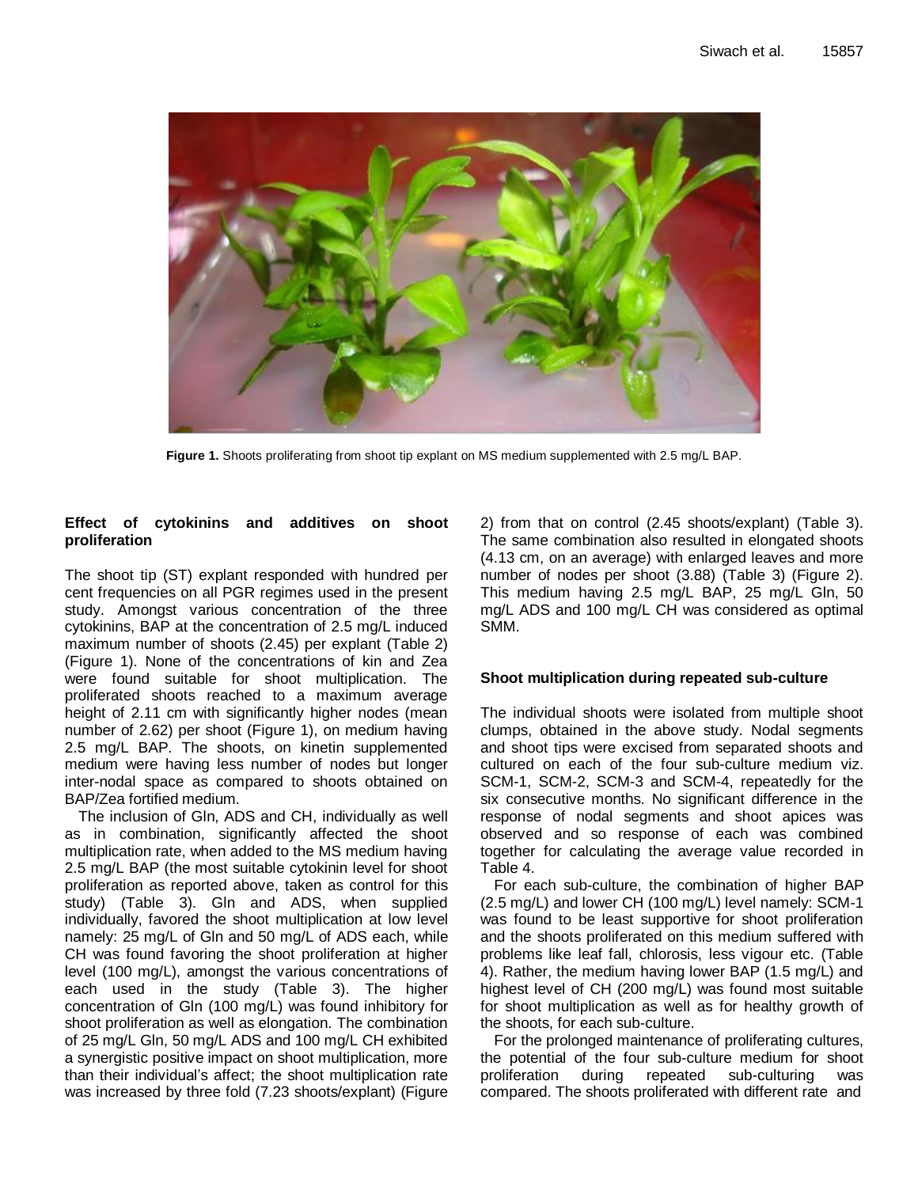**Figure 1.** Shoots proliferating from shoot tip explant on MS medium supplemented with 2.5 mg/L BAP.

### Effect of cytokinins and additives on shoot proliferation

The shoot tip (ST) explant responded with hundred per cent frequencies on all PGR regimes used in the present study. Amongst various concentration of the three cytokinins, BAP at the concentration of 2.5 mg/L induced maximum number of shoots (2.45) per explant (Table 2) (Figure 1). None of the concentrations of kin and Zea were found suitable for shoot multiplication. The proliferated shoots reached to a maximum average height of 2.11 cm with significantly higher nodes (mean number of 2.62) per shoot (Figure 1), on medium having 2.5 mg/L BAP. The shoots, on kinetin supplemented medium were having less number of nodes but longer inter-nodal space as compared to shoots obtained on BAP/Zea fortified medium.

The inclusion of Gln, ADS and CH, individually as well as in combination, significantly affected the shoot multiplication rate, when added to the MS medium having 2.5 mg/L BAP (the most suitable cytokinin level for shoot proliferation as reported above, taken as control for this study) (Table 3). Gln and ADS, when supplied individually, favored the shoot multiplication at low level namely: 25 mg/L of Gln and 50 mg/L of ADS each, while CH was found favoring the shoot proliferation at higher level (100 mg/L), amongst the various concentrations of each used in the study (Table 3). The higher concentration of Gln (100 mg/L) was found inhibitory for shoot proliferation as well as elongation. The combination of 25 mg/L Gln, 50 mg/L ADS and 100 mg/L CH exhibited a synergistic positive impact on shoot multiplication, more than their individual's affect; the shoot multiplication rate was increased by three fold (7.23 shoots/explant) (Figure 2) from that on control (2.45 shoots/explant) (Table 3). The same combination also resulted in elongated shoots (4.13 cm, on an average) with enlarged leaves and more number of nodes per shoot (3.88) (Table 3) (Figure 2). This medium having 2.5 mg/L BAP, 25 mg/L Gln, 50 mg/L ADS and 100 mg/L CH was considered as optimal SMM.

### Shoot multiplication during repeated sub-culture

The individual shoots were isolated from multiple shoot clumps, obtained in the above study. Nodal segments and shoot tips were excised from separated shoots and cultured on each of the four sub-culture medium viz. SCM-1, SCM-2, SCM-3 and SCM-4, repeatedly for the six consecutive months. No significant difference in the response of nodal segments and shoot apices was observed and so response of each was combined together for calculating the average value recorded in Table 4.

For each sub-culture, the combination of higher BAP (2.5 mg/L) and lower CH (100 mg/L) level namely: SCM-1 was found to be least supportive for shoot proliferation and the shoots proliferated on this medium suffered with problems like leaf fall, chlorosis, less vigour etc. (Table 4). Rather, the medium having lower BAP (1.5 mg/L) and highest level of CH (200 mg/L) was found most suitable for shoot multiplication as well as for healthy growth of the shoots, for each sub-culture.

For the prolonged maintenance of proliferating cultures, the potential of the four sub-culture medium for shoot proliferation during repeated sub-culturing was compared. The shoots proliferated with different rate and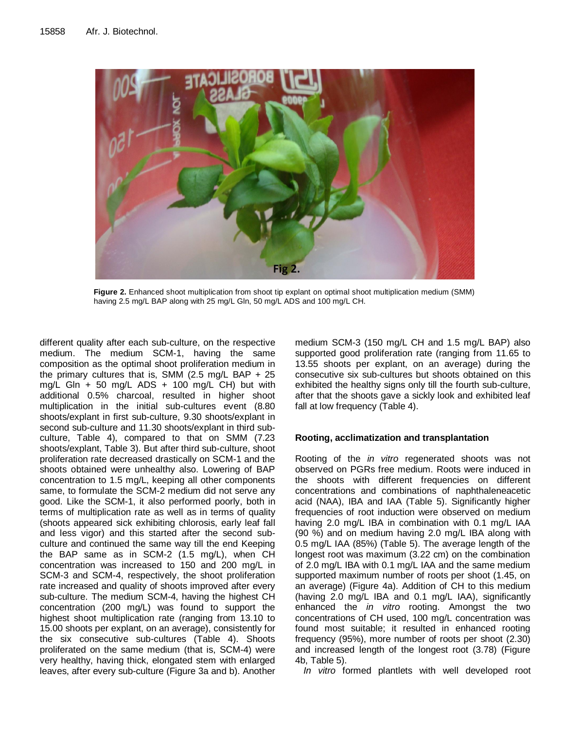Figure 2. Enhanced shoot multiplication from shoot tip explant on optimal shoot multiplication medium (SMM) having 2.5 mg/L BAP along with 25 mg/L Gln, 50 mg/L ADS and 100 mg/L CH.

different quality after each sub-culture, on the respective medium. The medium SCM-1, having the same composition as the optimal shoot proliferation medium in the primary cultures that is, SMM (2.5 mg/L BAP + 25 mg/L Gln + 50 mg/L ADS + 100 mg/L CH) but with additional 0.5% charcoal, resulted in higher shoot multiplication in the initial sub-cultures event (8.80 shoots/explant in first sub-culture, 9.30 shoots/explant in second sub-culture and 11.30 shoots/explant in third sub-culture, Table 4), compared to that on SMM (7.23 shoots/explant, Table 3). But after third sub-culture, shoot proliferation rate decreased drastically on SCM-1 and the shoots obtained were unhealthy also. Lowering of BAP concentration to 1.5 mg/L, keeping all other components same, to formulate the SCM-2 medium did not serve any good. Like the SCM-1, it also performed poorly, both in terms of multiplication rate as well as in terms of quality (shoots appeared sick exhibiting chlorosis, early leaf fall and less vigor) and this started after the second sub-culture and continued the same way till the end Keeping the BAP same as in SCM-2 (1.5 mg/L), when CH concentration was increased to 150 and 200 mg/L in SCM-3 and SCM-4, respectively, the shoot proliferation rate increased and quality of shoots improved after every sub-culture. The medium SCM-4, having the highest CH concentration (200 mg/L) was found to support the highest shoot multiplication rate (ranging from 13.10 to 15.00 shoots per explant, on an average), consistently for the six consecutive sub-cultures (Table 4). Shoots proliferated on the same medium (that is, SCM-4) were very healthy, having thick, elongated stem with enlarged leaves, after every sub-culture (Figure 3a and b). Another medium SCM-3 (150 mg/L CH and 1.5 mg/L BAP) also supported good proliferation rate (ranging from 11.65 to 13.55 shoots per explant, on an average) during the consecutive six sub-cultures but shoots obtained on this exhibited the healthy signs only till the fourth sub-culture, after that the shoots gave a sickly look and exhibited leaf fall at low frequency (Table 4).

## Rooting, acclimatization and transplantation

Rooting of the *in vitro* regenerated shoots was not observed on PGRs free medium. Roots were induced in the shoots with different frequencies on different concentrations and combinations of naphthaleneacetic acid (NAA), IBA and IAA (Table 5). Significantly higher frequencies of root induction were observed on medium having 2.0 mg/L IBA in combination with 0.1 mg/L IAA (90 %) and on medium having 2.0 mg/L IBA along with 0.5 mg/L IAA (85%) (Table 5). The average length of the longest root was maximum (3.22 cm) on the combination of 2.0 mg/L IBA with 0.1 mg/L IAA and the same medium supported maximum number of roots per shoot (1.45, on an average) (Figure 4a). Addition of CH to this medium (having 2.0 mg/L IBA and 0.1 mg/L IAA), significantly enhanced the *in vitro* rooting. Amongst the two concentrations of CH used, 100 mg/L concentration was found most suitable; it resulted in enhanced rooting frequency (95%), more number of roots per shoot (2.30) and increased length of the longest root (3.78) (Figure 4b, Table 5).

*In vitro* formed plantlets with well developed root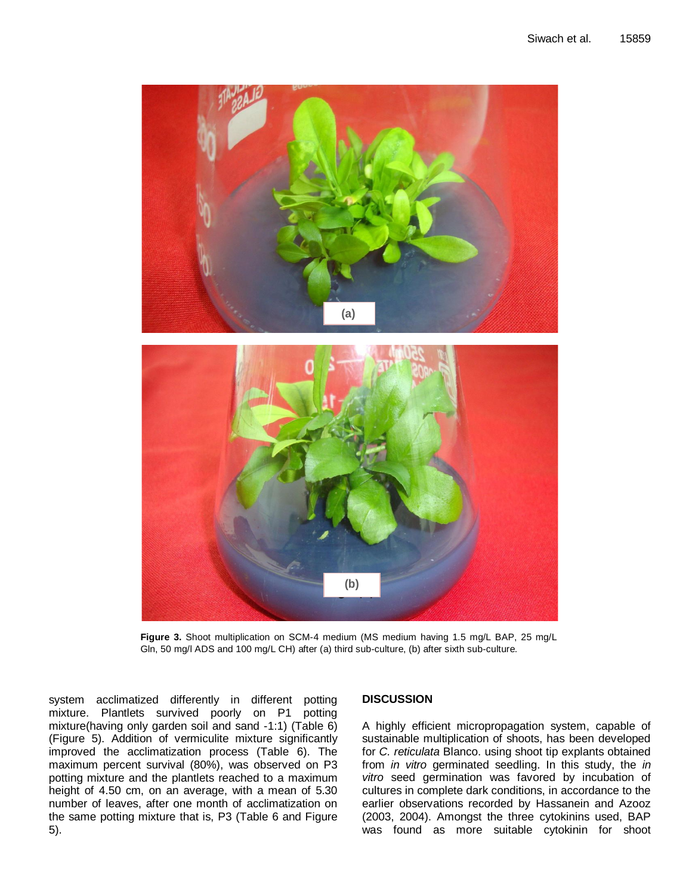**Figure 3.** Shoot multiplication on SCM-4 medium (MS medium having 1.5 mg/L BAP, 25 mg/L Gln, 50 mg/l ADS and 100 mg/L CH) after (a) third sub-culture, (b) after sixth sub-culture.

system acclimatized differently in different potting mixture. Plantlets survived poorly on P1 potting mixture(having only garden soil and sand -1:1) (Table 6) (Figure 5). Addition of vermiculite mixture significantly improved the acclimatization process (Table 6). The maximum percent survival (80%), was observed on P3 potting mixture and the plantlets reached to a maximum height of 4.50 cm, on an average, with a mean of 5.30 number of leaves, after one month of acclimatization on the same potting mixture that is, P3 (Table 6 and Figure 5).

## DISCUSSION

A highly efficient micropropagation system, capable of sustainable multiplication of shoots, has been developed for *C. reticulata* Blanco. using shoot tip explants obtained from *in vitro* germinated seedling. In this study, the *in vitro* seed germination was favored by incubation of cultures in complete dark conditions, in accordance to the earlier observations recorded by Hassanein and Azooz (2003, 2004). Amongst the three cytokinins used, BAP was found as more suitable cytokinin for shoot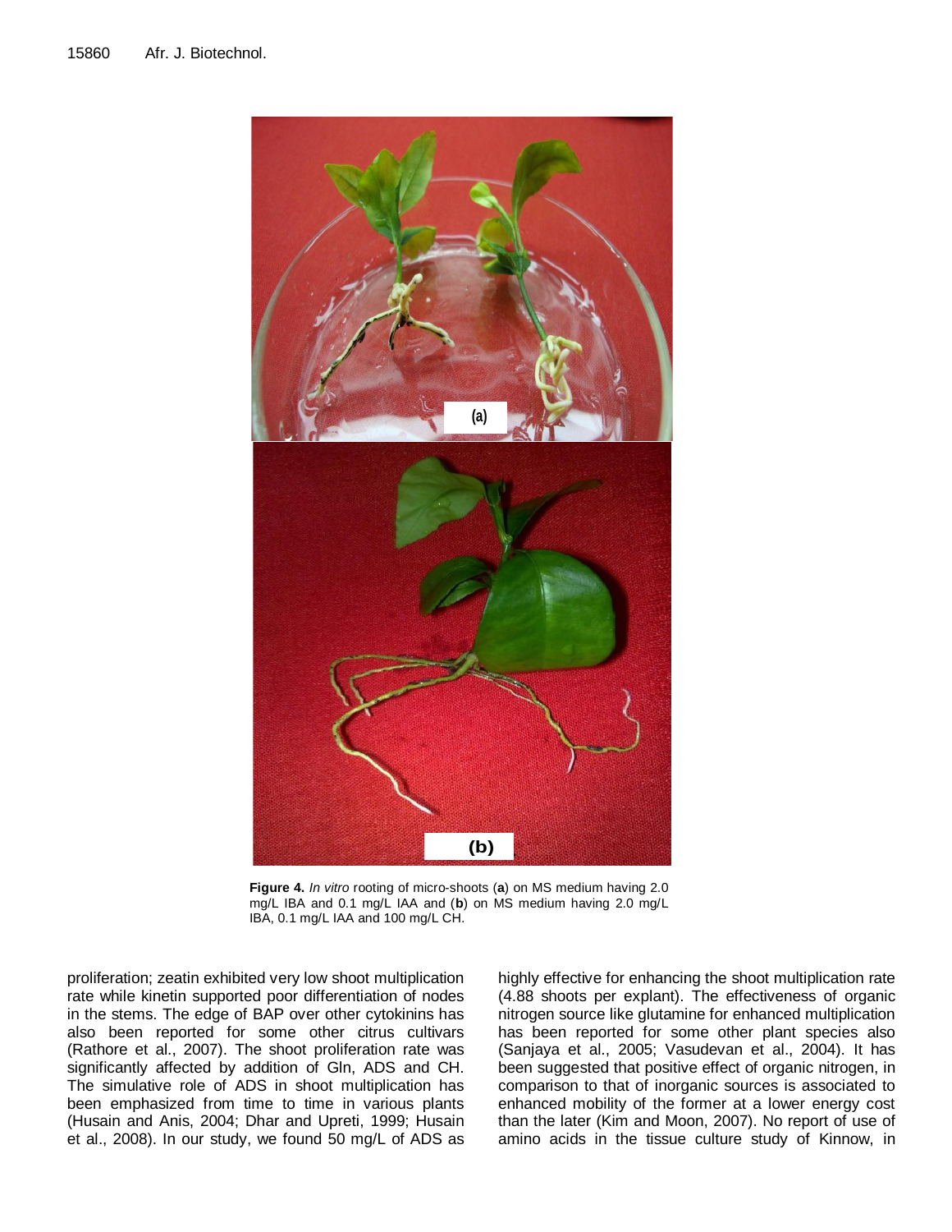**Figure 4.** *In vitro* rooting of micro-shoots (**a**) on MS medium having 2.0 mg/L IBA and 0.1 mg/L IAA and (**b**) on MS medium having 2.0 mg/L IBA, 0.1 mg/L IAA and 100 mg/L CH.

proliferation; zeatin exhibited very low shoot multiplication rate while kinetin supported poor differentiation of nodes in the stems. The edge of BAP over other cytokinins has also been reported for some other citrus cultivars (Rathore et al., 2007). The shoot proliferation rate was significantly affected by addition of Gln, ADS and CH. The simulative role of ADS in shoot multiplication has been emphasized from time to time in various plants (Husain and Anis, 2004; Dhar and Upreti, 1999; Husain et al., 2008). In our study, we found 50 mg/L of ADS as highly effective for enhancing the shoot multiplication rate (4.88 shoots per explant). The effectiveness of organic nitrogen source like glutamine for enhanced multiplication has been reported for some other plant species also (Sanjaya et al., 2005; Vasudevan et al., 2004). It has been suggested that positive effect of organic nitrogen, in comparison to that of inorganic sources is associated to enhanced mobility of the former at a lower energy cost than the later (Kim and Moon, 2007). No report of use of amino acids in the tissue culture study of Kinnow, in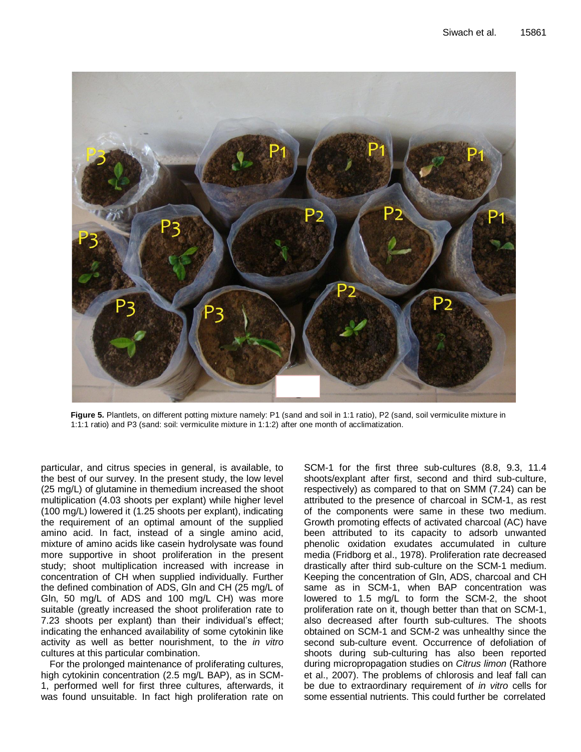**Figure 5.** Plantlets, on different potting mixture namely: P1 (sand and soil in 1:1 ratio), P2 (sand, soil vermiculite mixture in 1:1:1 ratio) and P3 (sand: soil: vermiculite mixture in 1:1:2) after one month of acclimatization.

particular, and citrus species in general, is available, to the best of our survey. In the present study, the low level (25 mg/L) of glutamine in themedium increased the shoot multiplication (4.03 shoots per explant) while higher level (100 mg/L) lowered it (1.25 shoots per explant), indicating the requirement of an optimal amount of the supplied amino acid. In fact, instead of a single amino acid, mixture of amino acids like casein hydrolysate was found more supportive in shoot proliferation in the present study; shoot multiplication increased with increase in concentration of CH when supplied individually. Further the defined combination of ADS, Gln and CH (25 mg/L of Gln, 50 mg/L of ADS and 100 mg/L CH) was more suitable (greatly increased the shoot proliferation rate to 7.23 shoots per explant) than their individual's effect; indicating the enhanced availability of some cytokinin like activity as well as better nourishment, to the *in vitro* cultures at this particular combination.

For the prolonged maintenance of proliferating cultures, high cytokinin concentration (2.5 mg/L BAP), as in SCM-1, performed well for first three cultures, afterwards, it was found unsuitable. In fact high proliferation rate on SCM-1 for the first three sub-cultures (8.8, 9.3, 11.4 shoots/explant after first, second and third sub-culture, respectively) as compared to that on SMM (7.24) can be attributed to the presence of charcoal in SCM-1, as rest of the components were same in these two medium. Growth promoting effects of activated charcoal (AC) have been attributed to its capacity to adsorb unwanted phenolic oxidation exudates accumulated in culture media (Fridborg et al., 1978). Proliferation rate decreased drastically after third sub-culture on the SCM-1 medium. Keeping the concentration of Gln, ADS, charcoal and CH same as in SCM-1, when BAP concentration was lowered to 1.5 mg/L to form the SCM-2, the shoot proliferation rate on it, though better than that on SCM-1, also decreased after fourth sub-cultures. The shoots obtained on SCM-1 and SCM-2 was unhealthy since the second sub-culture event. Occurrence of defoliation of shoots during sub-culturing has also been reported during micropropagation studies on *Citrus limon* (Rathore et al., 2007). The problems of chlorosis and leaf fall can be due to extraordinary requirement of *in vitro* cells for some essential nutrients. This could further be correlated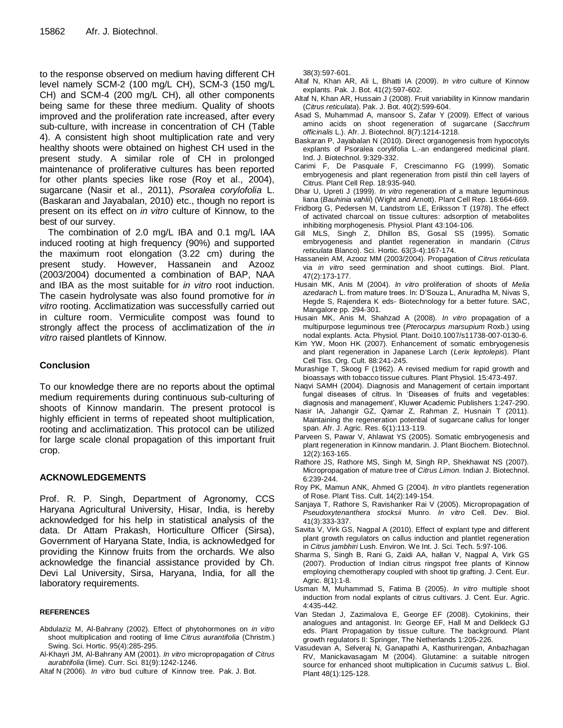to the response observed on medium having different CH level namely SCM-2 (100 mg/L CH), SCM-3 (150 mg/L CH) and SCM-4 (200 mg/L CH), all other components being same for these three medium. Quality of shoots improved and the proliferation rate increased, after every sub-culture, with increase in concentration of CH (Table 4). A consistent high shoot multiplication rate and very healthy shoots were obtained on highest CH used in the present study. A similar role of CH in prolonged maintenance of proliferative cultures has been reported for other plants species like rose (Roy et al., 2004), sugarcane (Nasir et al., 2011), *Psoralea corylofolia* L. (Baskaran and Jayabalan, 2010) etc., though no report is present on its effect on *in vitro* culture of Kinnow, to the best of our survey.

The combination of 2.0 mg/L IBA and 0.1 mg/L IAA induced rooting at high frequency (90%) and supported the maximum root elongation (3.22 cm) during the present study. However, Hassanein and Azooz (2003/2004) documented a combination of BAP, NAA and IBA as the most suitable for *in vitro* root induction. The casein hydrolysate was also found promotive for *in vitro* rooting. Acclimatization was successfully carried out in culture room. Vermiculite compost was found to strongly affect the process of acclimatization of the *in vitro* raised plantlets of Kinnow.

## Conclusion

To our knowledge there are no reports about the optimal medium requirements during continuous sub-culturing of shoots of Kinnow mandarin. The present protocol is highly efficient in terms of repeated shoot multiplication, rooting and acclimatization. This protocol can be utilized for large scale clonal propagation of this important fruit crop.

## ACKNOWLEDGEMENTS

Prof. R. P. Singh, Department of Agronomy, CCS Haryana Agricultural University, Hisar, India, is hereby acknowledged for his help in statistical analysis of the data. Dr Attam Prakash, Horticulture Officer (Sirsa), Government of Haryana State, India, is acknowledged for providing the Kinnow fruits from the orchards. We also acknowledge the financial assistance provided by Ch. Devi Lal University, Sirsa, Haryana, India, for all the laboratory requirements.

### REFERENCES

Abdulaziz M, Al-Bahrany (2002). Effect of phytohormones on *in vitro* shoot multiplication and rooting of lime *Citrus aurantifolia* (Christm.) Swing. Sci. Hortic. 95(4):285-295.

Al-Khayri JM, Al-Bahrany AM (2001). *In vitro* micropropagation of *Citrus aurabtifolia* (lime). Curr. Sci. 81(9):1242-1246.

Altaf N (2006). *In vitro* bud culture of Kinnow tree. Pak. J. Bot. 38(3):597-601.

Altaf N, Khan AR, Ali L, Bhatti IA (2009). *In vitro* culture of Kinnow explants. Pak. J. Bot. 41(2):597-602.

Altaf N, Khan AR, Hussain J (2008). Fruit variability in Kinnow mandarin (*Citrus reticulata*). Pak. J. Bot. 40(2):599-604.

Asad S, Muhammad A, mansoor S, Zafar Y (2009). Effect of various amino acids on shoot regeneration of sugarcane (*Sacchrum officinalis* L.). Afr. J. Biotechnol. 8(7):1214-1218.

Baskaran P, Jayabalan N (2010). Direct organogenesis from hypocotyls explants of Psoralea corylifolia L.-an endangered medicinal plant. Ind. J. Biotechnol. 9:329-332.

Carimi F, De Pasquale F, Crescimanno FG (1999). Somatic embryogenesis and plant regeneration from pistil thin cell layers of Citrus. Plant Cell Rep. 18:935-940.

Dhar U, Upreti J (1999). *In vitro* regeneration of a mature leguminous liana (*Bauhinia vahlii*) (Wight and Arnott). Plant Cell Rep. 18:664-669.

Fridborg G, Pedersen M, Landstrom LE, Eriksson T (1978). The effect of activated charcoal on tissue cultures: adsorption of metabolites inhibiting morphogenesis. Physiol. Plant 43:104-106.

Gill MLS, Singh Z, Dhillon BS, Gosal SS (1995). Somatic embryogenesis and plantlet regeneration in mandarin (*Citrus reticulata* Blanco). Sci. Hortic. 63(3-4):167-174.

Hassanein AM, Azooz MM (2003/2004). Propagation of *Citrus reticulata* via *in vitro* seed germination and shoot cuttings. Biol. Plant. 47(2):173-177.

Husain MK, Anis M (2004). *In vitro* proliferation of shoots of *Melia azedarach* L. from mature trees. In: D'Souza L, Anuradha M, Nivas S, Hegde S, Rajendera K eds- Biotechnology for a better future. SAC, Mangalore pp. 294-301.

Husain MK, Anis M, Shahzad A (2008). *In vitro* propagation of a multipurpose leguminous tree (*Pterocarpus marsupium* Roxb.) using nodal explants. Acta. Physiol. Plant. Doi10.1007/s11738-007-0130-6.

Kim YW, Moon HK (2007). Enhancement of somatic embryogenesis and plant regeneration in Japanese Larch (*Lerix leptolepis*). Plant Cell Tiss. Org. Cult. 88:241-245.

Murashige T, Skoog F (1962). A revised medium for rapid growth and bioassays with tobacco tissue cultures. Plant Physiol. 15:473-497.

Naqvi SAMH (2004). Diagnosis and Management of certain important fungal diseases of citrus. In 'Diseases of fruits and vegetables: diagnosis and management', Kluwer Academic Publishers 1:247-290.

Nasir IA, Jahangir GZ, Qamar Z, Rahman Z, Husnain T (2011). Maintaining the regeneration potential of sugarcane callus for longer span. Afr. J. Agric. Res. 6(1):113-119.

Parveen S, Pawar V, Ahlawat YS (2005). Somatic embryogenesis and plant regeneration in Kinnow mandarin. J. Plant Biochem. Biotechnol. 12(2):163-165.

Rathore JS, Rathore MS, Singh M, Singh RP, Shekhawat NS (2007). Micropropagation of mature tree of *Citrus Limon.* Indian J. Biotechnol. 6:239-244.

Roy PK, Mamun ANK, Ahmed G (2004). *In vitro* plantlets regeneration of Rose. Plant Tiss. Cult. 14(2):149-154.

Sanjaya T, Rathore S, Ravishanker Rai V (2005). Micropropagation of *Pseudoxytenanthera stocksii* Munro. *In vitro* Cell. Dev. Biol. 41(3):333-337.

Savita V, Virk GS, Nagpal A (2010). Effect of explant type and different plant growth regulators on callus induction and plantlet regeneration in *Citrus jambhiri* Lush. Environ. We Int. J. Sci. Tech. 5:97-106.

Sharma S, Singh B, Rani G, Zaidi AA, hallan V, Nagpal A, Virk GS (2007). Production of Indian citrus ringspot free plants of Kinnow employing chemotherapy coupled with shoot tip grafting. J. Cent. Eur. Agric. 8(1):1-8.

Usman M, Muhammad S, Fatima B (2005). *In vitro* multiple shoot induction from nodal explants of citrus cultivars. J. Cent. Eur. Agric. 4:435-442.

Van Stedan J, Zazimalova E, George EF (2008). Cytokinins, their analogues and antagonist. In: George EF, Hall M and Delkleck GJ eds. Plant Propagation by tissue culture. The background. Plant growth regulators II: Springer, The Netherlands 1:205-226.

Vasudevan A, Selveraj N, Ganapathi A, Kasthurirengan, Anbazhagan RV, Manickavasagam M (2004). Glutamine: a suitable nitrogen source for enhanced shoot multiplication in *Cucumis sativus* L. Biol. Plant 48(1):125-128.